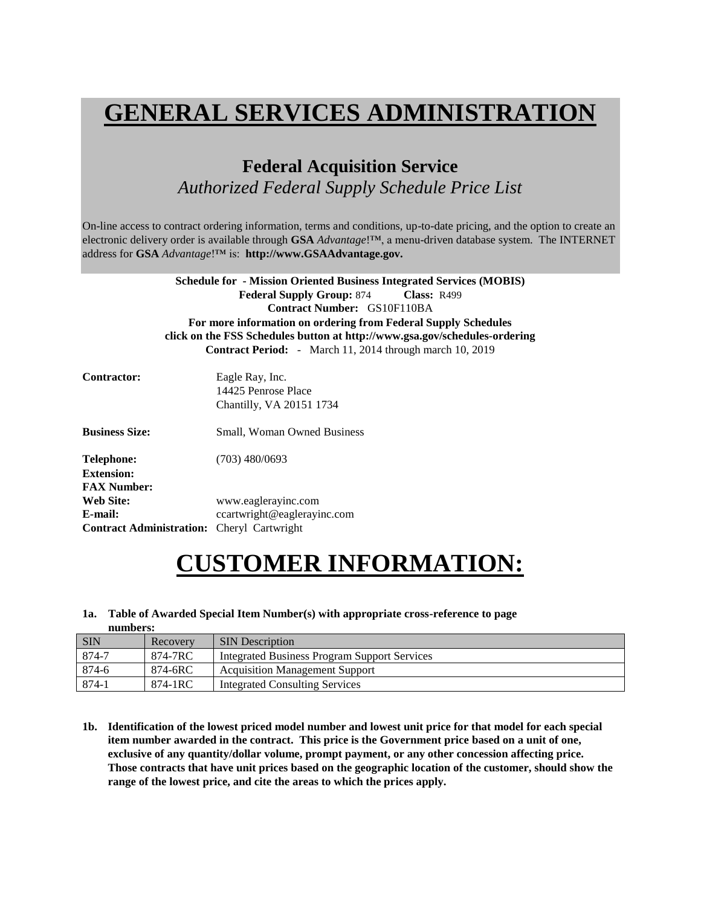# GENERAL SERVICES ADMINISTRATION

## Federal Acquisition Service

*Authorized Federal Supply Schedule Price List*

On-line access to contract ordering information, terms and conditions, up-to-date pricing, and the option to create an electronic delivery order is available through **GSA** *Advantage*!™, a menu-driven database system. The INTERNET address for **GSA** *Advantage*!™ is: **http://www.GSAAdvantage.gov.**

**Schedule for - Mission Oriented Business Integrated Services (MOBIS)**
**Federal Supply Group:** 874 **Class:** R499
**Contract Number:** GS10F110BA
**For more information on ordering from Federal Supply Schedules click on the FSS Schedules button at http://www.gsa.gov/schedules-ordering**
**Contract Period:** - March 11, 2014 through march 10, 2019

**Contractor:** Eagle Ray, Inc.
14425 Penrose Place
Chantilly, VA 20151 1734

**Business Size:** Small, Woman Owned Business

**Telephone:** (703) 480/0693
**Extension:**
**FAX Number:**
**Web Site:** www.eaglerayinc.com
**E-mail:** ccartwright@eaglerayinc.com
**Contract Administration:** Cheryl Cartwright

# CUSTOMER INFORMATION:

**1a. Table of Awarded Special Item Number(s) with appropriate cross-reference to page numbers:**

| SIN | Recovery | SIN Description |
|---|---|---|
| 874-7 | 874-7RC | Integrated Business Program Support Services |
| 874-6 | 874-6RC | Acquisition Management Support |
| 874-1 | 874-1RC | Integrated Consulting Services |

**1b. Identification of the lowest priced model number and lowest unit price for that model for each special item number awarded in the contract. This price is the Government price based on a unit of one, exclusive of any quantity/dollar volume, prompt payment, or any other concession affecting price. Those contracts that have unit prices based on the geographic location of the customer, should show the range of the lowest price, and cite the areas to which the prices apply.**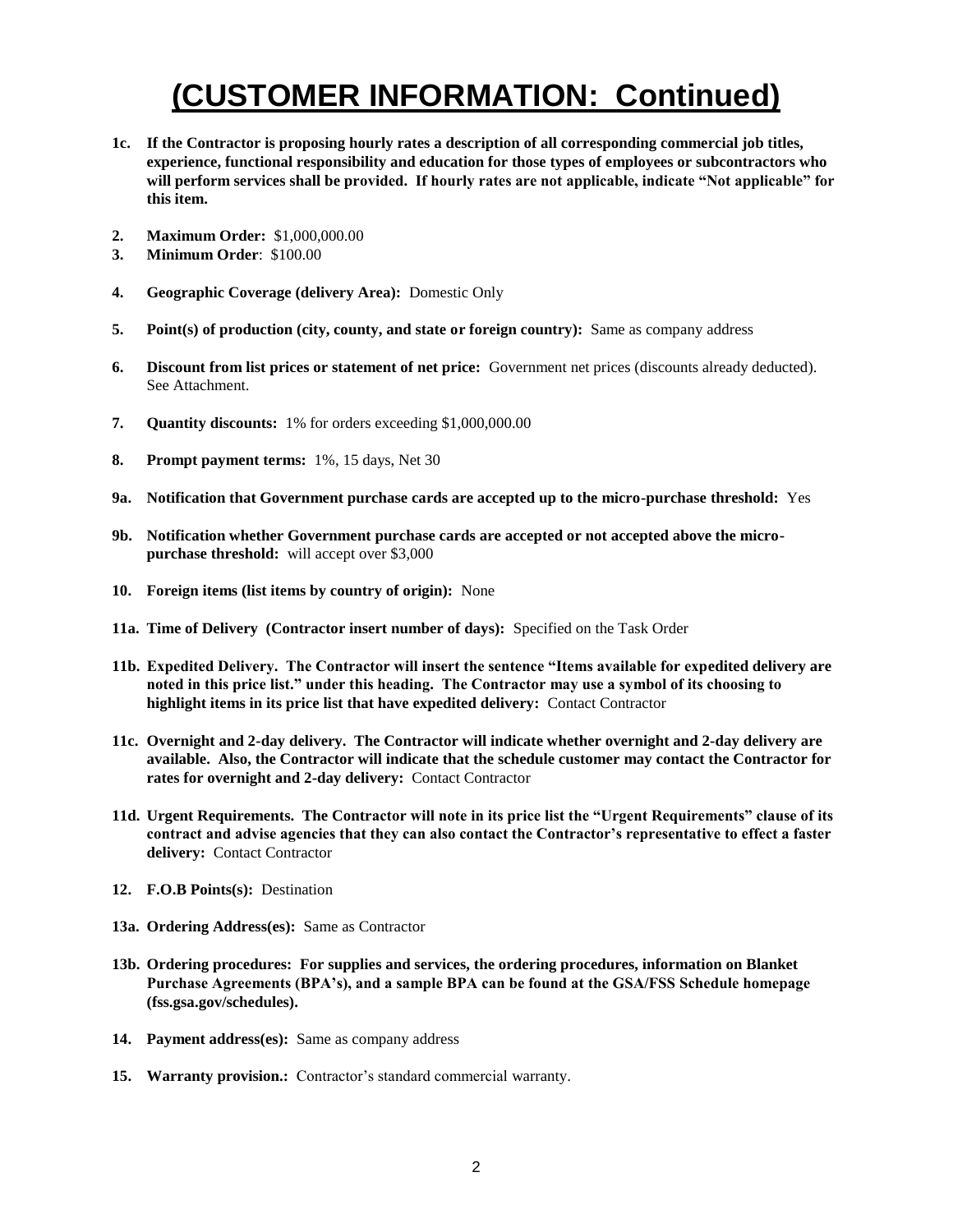# (CUSTOMER INFORMATION: Continued)

**1c. If the Contractor is proposing hourly rates a description of all corresponding commercial job titles, experience, functional responsibility and education for those types of employees or subcontractors who will perform services shall be provided. If hourly rates are not applicable, indicate "Not applicable" for this item.**

**2. Maximum Order:** $1,000,000.00

**3. Minimum Order**: $100.00

**4. Geographic Coverage (delivery Area):** Domestic Only

**5. Point(s) of production (city, county, and state or foreign country):** Same as company address

**6. Discount from list prices or statement of net price:** Government net prices (discounts already deducted). See Attachment.

**7. Quantity discounts:** 1% for orders exceeding $1,000,000.00

**8. Prompt payment terms:** 1%, 15 days, Net 30

**9a. Notification that Government purchase cards are accepted up to the micro-purchase threshold:** Yes

**9b. Notification whether Government purchase cards are accepted or not accepted above the micro-purchase threshold:** will accept over $3,000

**10. Foreign items (list items by country of origin):** None

**11a. Time of Delivery (Contractor insert number of days):** Specified on the Task Order

**11b. Expedited Delivery. The Contractor will insert the sentence "Items available for expedited delivery are noted in this price list." under this heading. The Contractor may use a symbol of its choosing to highlight items in its price list that have expedited delivery:** Contact Contractor

**11c. Overnight and 2-day delivery. The Contractor will indicate whether overnight and 2-day delivery are available. Also, the Contractor will indicate that the schedule customer may contact the Contractor for rates for overnight and 2-day delivery:** Contact Contractor

**11d. Urgent Requirements. The Contractor will note in its price list the "Urgent Requirements" clause of its contract and advise agencies that they can also contact the Contractor's representative to effect a faster delivery:** Contact Contractor

**12. F.O.B Points(s):** Destination

**13a. Ordering Address(es):** Same as Contractor

**13b. Ordering procedures: For supplies and services, the ordering procedures, information on Blanket Purchase Agreements (BPA's), and a sample BPA can be found at the GSA/FSS Schedule homepage (fss.gsa.gov/schedules).**

**14. Payment address(es):** Same as company address

**15. Warranty provision.:** Contractor's standard commercial warranty.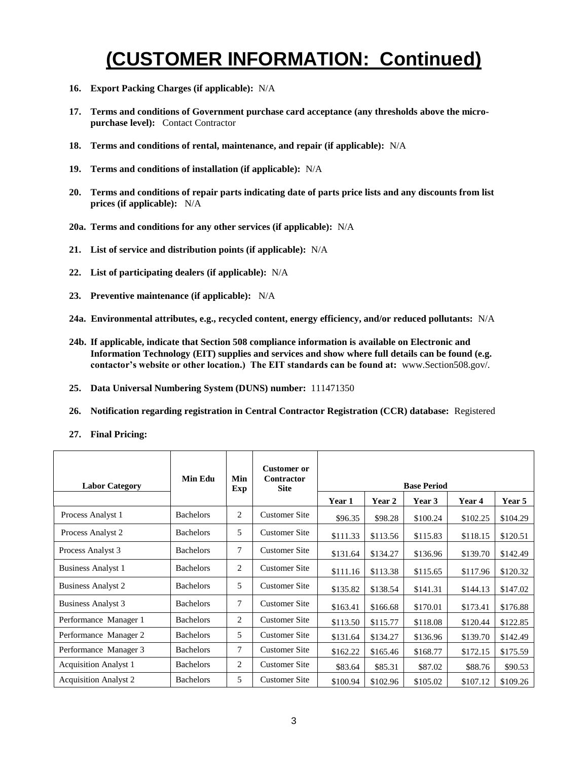# (CUSTOMER INFORMATION: Continued)

16. **Export Packing Charges (if applicable):** N/A

17. **Terms and conditions of Government purchase card acceptance (any thresholds above the micro-purchase level):** Contact Contractor

18. **Terms and conditions of rental, maintenance, and repair (if applicable):** N/A

19. **Terms and conditions of installation (if applicable):** N/A

20. **Terms and conditions of repair parts indicating date of parts price lists and any discounts from list prices (if applicable):** N/A

20a. **Terms and conditions for any other services (if applicable):** N/A

21. **List of service and distribution points (if applicable):** N/A

22. **List of participating dealers (if applicable):** N/A

23. **Preventive maintenance (if applicable):** N/A

24a. **Environmental attributes, e.g., recycled content, energy efficiency, and/or reduced pollutants:** N/A

24b. **If applicable, indicate that Section 508 compliance information is available on Electronic and Information Technology (EIT) supplies and services and show where full details can be found (e.g. contactor's website or other location.) The EIT standards can be found at:** www.Section508.gov/.

25. **Data Universal Numbering System (DUNS) number:** 111471350

26. **Notification regarding registration in Central Contractor Registration (CCR) database:** Registered

27. **Final Pricing:**

| Labor Category | Min Edu | Min Exp | Customer or Contractor Site | Base Period | | | | |
|---|---|---|---|---|---|---|---|---|
| | | | | Year 1 | Year 2 | Year 3 | Year 4 | Year 5 |
| Process Analyst 1 | Bachelors | 2 | Customer Site | $96.35 | $98.28 | $100.24 | $102.25 | $104.29 |
| Process Analyst 2 | Bachelors | 5 | Customer Site | $111.33 | $113.56 | $115.83 | $118.15 | $120.51 |
| Process Analyst 3 | Bachelors | 7 | Customer Site | $131.64 | $134.27 | $136.96 | $139.70 | $142.49 |
| Business Analyst 1 | Bachelors | 2 | Customer Site | $111.16 | $113.38 | $115.65 | $117.96 | $120.32 |
| Business Analyst 2 | Bachelors | 5 | Customer Site | $135.82 | $138.54 | $141.31 | $144.13 | $147.02 |
| Business Analyst 3 | Bachelors | 7 | Customer Site | $163.41 | $166.68 | $170.01 | $173.41 | $176.88 |
| Performance Manager 1 | Bachelors | 2 | Customer Site | $113.50 | $115.77 | $118.08 | $120.44 | $122.85 |
| Performance Manager 2 | Bachelors | 5 | Customer Site | $131.64 | $134.27 | $136.96 | $139.70 | $142.49 |
| Performance Manager 3 | Bachelors | 7 | Customer Site | $162.22 | $165.46 | $168.77 | $172.15 | $175.59 |
| Acquisition Analyst 1 | Bachelors | 2 | Customer Site | $83.64 | $85.31 | $87.02 | $88.76 | $90.53 |
| Acquisition Analyst 2 | Bachelors | 5 | Customer Site | $100.94 | $102.96 | $105.02 | $107.12 | $109.26 |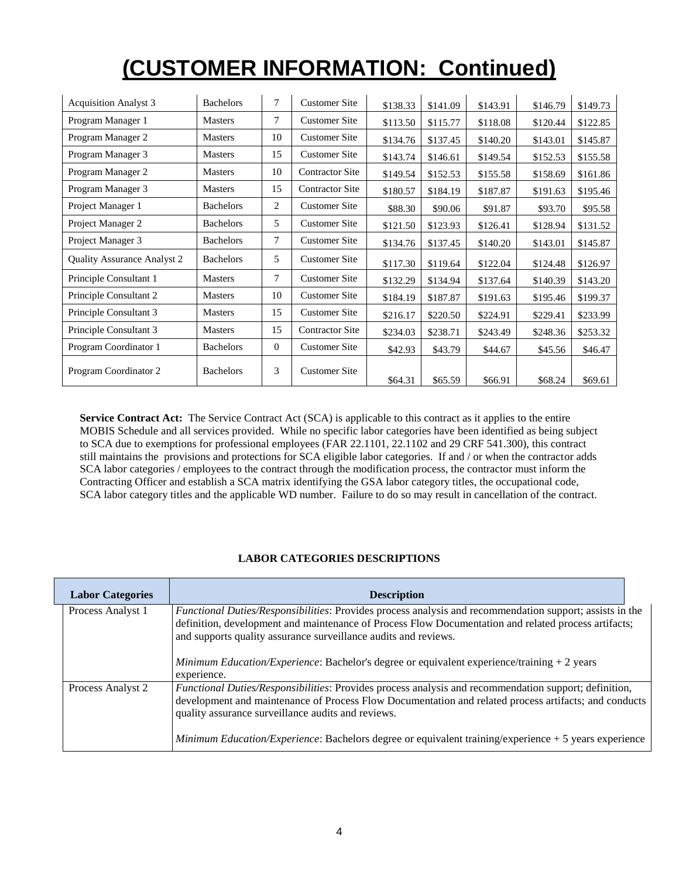# (CUSTOMER INFORMATION: Continued)

| | | | | | | | | |
|---|---|---|---|---|---|---|---|---|
| Acquisition Analyst 3 | Bachelors | 7 | Customer Site | $138.33 | $141.09 | $143.91 | $146.79 | $149.73 |
| Program Manager 1 | Masters | 7 | Customer Site | $113.50 | $115.77 | $118.08 | $120.44 | $122.85 |
| Program Manager 2 | Masters | 10 | Customer Site | $134.76 | $137.45 | $140.20 | $143.01 | $145.87 |
| Program Manager 3 | Masters | 15 | Customer Site | $143.74 | $146.61 | $149.54 | $152.53 | $155.58 |
| Program Manager 2 | Masters | 10 | Contractor Site | $149.54 | $152.53 | $155.58 | $158.69 | $161.86 |
| Program Manager 3 | Masters | 15 | Contractor Site | $180.57 | $184.19 | $187.87 | $191.63 | $195.46 |
| Project Manager 1 | Bachelors | 2 | Customer Site | $88.30 | $90.06 | $91.87 | $93.70 | $95.58 |
| Project Manager 2 | Bachelors | 5 | Customer Site | $121.50 | $123.93 | $126.41 | $128.94 | $131.52 |
| Project Manager 3 | Bachelors | 7 | Customer Site | $134.76 | $137.45 | $140.20 | $143.01 | $145.87 |
| Quality Assurance Analyst 2 | Bachelors | 5 | Customer Site | $117.30 | $119.64 | $122.04 | $124.48 | $126.97 |
| Principle Consultant 1 | Masters | 7 | Customer Site | $132.29 | $134.94 | $137.64 | $140.39 | $143.20 |
| Principle Consultant 2 | Masters | 10 | Customer Site | $184.19 | $187.87 | $191.63 | $195.46 | $199.37 |
| Principle Consultant 3 | Masters | 15 | Customer Site | $216.17 | $220.50 | $224.91 | $229.41 | $233.99 |
| Principle Consultant 3 | Masters | 15 | Contractor Site | $234.03 | $238.71 | $243.49 | $248.36 | $253.32 |
| Program Coordinator 1 | Bachelors | 0 | Customer Site | $42.93 | $43.79 | $44.67 | $45.56 | $46.47 |
| Program Coordinator 2 | Bachelors | 3 | Customer Site | $64.31 | $65.59 | $66.91 | $68.24 | $69.61 |

**Service Contract Act:** The Service Contract Act (SCA) is applicable to this contract as it applies to the entire MOBIS Schedule and all services provided. While no specific labor categories have been identified as being subject to SCA due to exemptions for professional employees (FAR 22.1101, 22.1102 and 29 CRF 541.300), this contract still maintains the provisions and protections for SCA eligible labor categories. If and / or when the contractor adds SCA labor categories / employees to the contract through the modification process, the contractor must inform the Contracting Officer and establish a SCA matrix identifying the GSA labor category titles, the occupational code, SCA labor category titles and the applicable WD number. Failure to do so may result in cancellation of the contract.

**LABOR CATEGORIES DESCRIPTIONS**

| Labor Categories | Description |
|---|---|
| Process Analyst 1 | *Functional Duties/Responsibilities*: Provides process analysis and recommendation support; assists in the definition, development and maintenance of Process Flow Documentation and related process artifacts; and supports quality assurance surveillance audits and reviews.<br><br>*Minimum Education/Experience*: Bachelor's degree or equivalent experience/training + 2 years experience. |
| Process Analyst 2 | *Functional Duties/Responsibilities*: Provides process analysis and recommendation support; definition, development and maintenance of Process Flow Documentation and related process artifacts; and conducts quality assurance surveillance audits and reviews.<br><br>*Minimum Education/Experience*: Bachelors degree or equivalent training/experience + 5 years experience |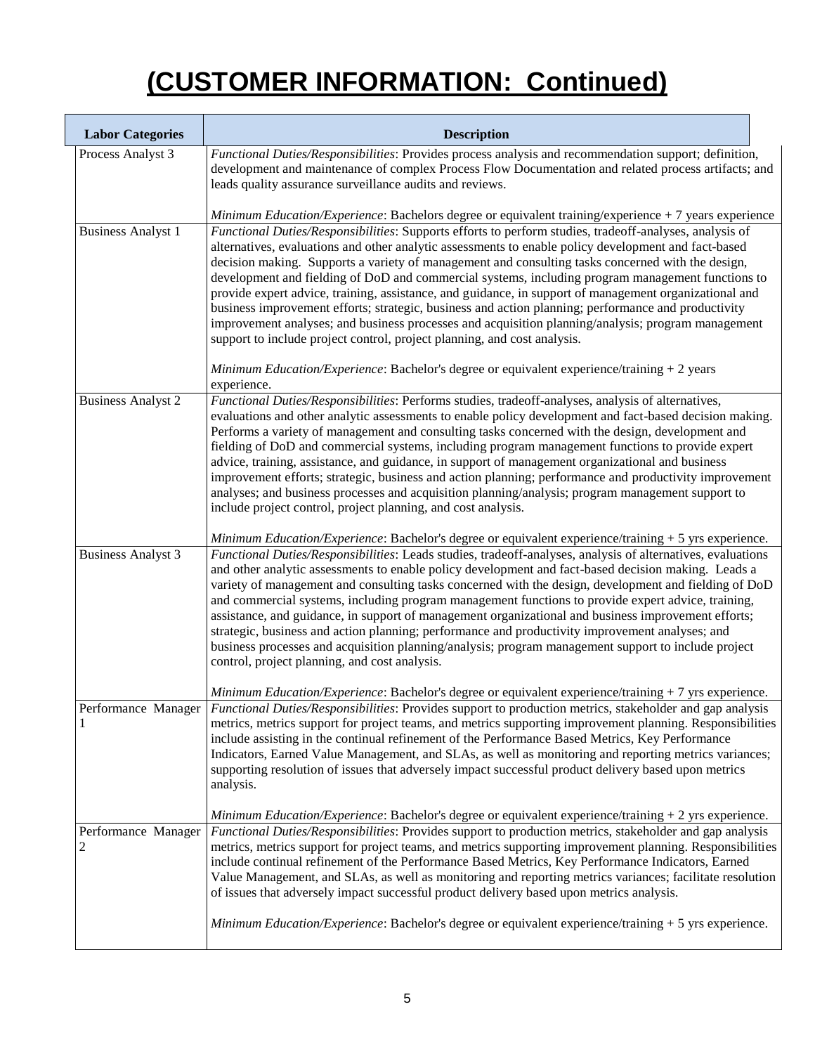# (CUSTOMER INFORMATION: Continued)

| Labor Categories | Description |
|---|---|
| Process Analyst 3 | *Functional Duties/Responsibilities*: Provides process analysis and recommendation support; definition, development and maintenance of complex Process Flow Documentation and related process artifacts; and leads quality assurance surveillance audits and reviews.<br><br>*Minimum Education/Experience*: Bachelors degree or equivalent training/experience + 7 years experience |
| Business Analyst 1 | *Functional Duties/Responsibilities*: Supports efforts to perform studies, tradeoff-analyses, analysis of alternatives, evaluations and other analytic assessments to enable policy development and fact-based decision making. Supports a variety of management and consulting tasks concerned with the design, development and fielding of DoD and commercial systems, including program management functions to provide expert advice, training, assistance, and guidance, in support of management organizational and business improvement efforts; strategic, business and action planning; performance and productivity improvement analyses; and business processes and acquisition planning/analysis; program management support to include project control, project planning, and cost analysis.<br><br>*Minimum Education/Experience*: Bachelor's degree or equivalent experience/training + 2 years experience. |
| Business Analyst 2 | *Functional Duties/Responsibilities*: Performs studies, tradeoff-analyses, analysis of alternatives, evaluations and other analytic assessments to enable policy development and fact-based decision making. Performs a variety of management and consulting tasks concerned with the design, development and fielding of DoD and commercial systems, including program management functions to provide expert advice, training, assistance, and guidance, in support of management organizational and business improvement efforts; strategic, business and action planning; performance and productivity improvement analyses; and business processes and acquisition planning/analysis; program management support to include project control, project planning, and cost analysis.<br><br>*Minimum Education/Experience*: Bachelor's degree or equivalent experience/training + 5 yrs experience. |
| Business Analyst 3 | *Functional Duties/Responsibilities*: Leads studies, tradeoff-analyses, analysis of alternatives, evaluations and other analytic assessments to enable policy development and fact-based decision making. Leads a variety of management and consulting tasks concerned with the design, development and fielding of DoD and commercial systems, including program management functions to provide expert advice, training, assistance, and guidance, in support of management organizational and business improvement efforts; strategic, business and action planning; performance and productivity improvement analyses; and business processes and acquisition planning/analysis; program management support to include project control, project planning, and cost analysis.<br><br>*Minimum Education/Experience*: Bachelor's degree or equivalent experience/training + 7 yrs experience. |
| Performance Manager 1 | *Functional Duties/Responsibilities*: Provides support to production metrics, stakeholder and gap analysis metrics, metrics support for project teams, and metrics supporting improvement planning. Responsibilities include assisting in the continual refinement of the Performance Based Metrics, Key Performance Indicators, Earned Value Management, and SLAs, as well as monitoring and reporting metrics variances; supporting resolution of issues that adversely impact successful product delivery based upon metrics analysis.<br><br>*Minimum Education/Experience*: Bachelor's degree or equivalent experience/training + 2 yrs experience. |
| Performance Manager 2 | *Functional Duties/Responsibilities*: Provides support to production metrics, stakeholder and gap analysis metrics, metrics support for project teams, and metrics supporting improvement planning. Responsibilities include continual refinement of the Performance Based Metrics, Key Performance Indicators, Earned Value Management, and SLAs, as well as monitoring and reporting metrics variances; facilitate resolution of issues that adversely impact successful product delivery based upon metrics analysis.<br><br>*Minimum Education/Experience*: Bachelor's degree or equivalent experience/training + 5 yrs experience. |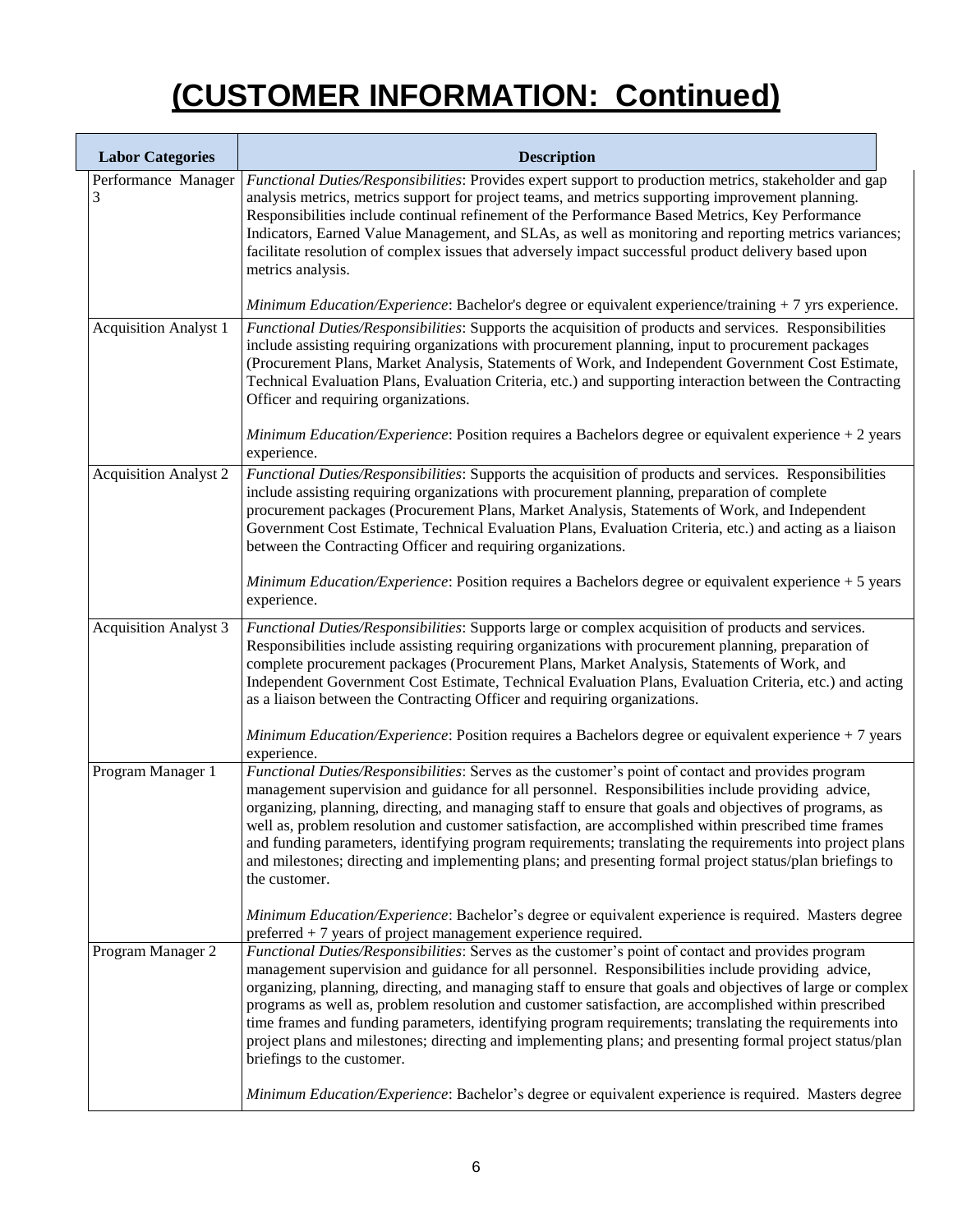# (CUSTOMER INFORMATION: Continued)

| Labor Categories | Description |
|---|---|
| Performance Manager 3 | *Functional Duties/Responsibilities*: Provides expert support to production metrics, stakeholder and gap analysis metrics, metrics support for project teams, and metrics supporting improvement planning. Responsibilities include continual refinement of the Performance Based Metrics, Key Performance Indicators, Earned Value Management, and SLAs, as well as monitoring and reporting metrics variances; facilitate resolution of complex issues that adversely impact successful product delivery based upon metrics analysis.<br><br>*Minimum Education/Experience*: Bachelor's degree or equivalent experience/training + 7 yrs experience. |
| Acquisition Analyst 1 | *Functional Duties/Responsibilities*: Supports the acquisition of products and services. Responsibilities include assisting requiring organizations with procurement planning, input to procurement packages (Procurement Plans, Market Analysis, Statements of Work, and Independent Government Cost Estimate, Technical Evaluation Plans, Evaluation Criteria, etc.) and supporting interaction between the Contracting Officer and requiring organizations.<br><br>*Minimum Education/Experience*: Position requires a Bachelors degree or equivalent experience + 2 years experience. |
| Acquisition Analyst 2 | *Functional Duties/Responsibilities*: Supports the acquisition of products and services. Responsibilities include assisting requiring organizations with procurement planning, preparation of complete procurement packages (Procurement Plans, Market Analysis, Statements of Work, and Independent Government Cost Estimate, Technical Evaluation Plans, Evaluation Criteria, etc.) and acting as a liaison between the Contracting Officer and requiring organizations.<br><br>*Minimum Education/Experience*: Position requires a Bachelors degree or equivalent experience + 5 years experience. |
| Acquisition Analyst 3 | *Functional Duties/Responsibilities*: Supports large or complex acquisition of products and services. Responsibilities include assisting requiring organizations with procurement planning, preparation of complete procurement packages (Procurement Plans, Market Analysis, Statements of Work, and Independent Government Cost Estimate, Technical Evaluation Plans, Evaluation Criteria, etc.) and acting as a liaison between the Contracting Officer and requiring organizations.<br><br>*Minimum Education/Experience*: Position requires a Bachelors degree or equivalent experience + 7 years experience. |
| Program Manager 1 | *Functional Duties/Responsibilities*: Serves as the customer's point of contact and provides program management supervision and guidance for all personnel. Responsibilities include providing advice, organizing, planning, directing, and managing staff to ensure that goals and objectives of programs, as well as, problem resolution and customer satisfaction, are accomplished within prescribed time frames and funding parameters, identifying program requirements; translating the requirements into project plans and milestones; directing and implementing plans; and presenting formal project status/plan briefings to the customer.<br><br>*Minimum Education/Experience*: Bachelor's degree or equivalent experience is required. Masters degree preferred + 7 years of project management experience required. |
| Program Manager 2 | *Functional Duties/Responsibilities*: Serves as the customer's point of contact and provides program management supervision and guidance for all personnel. Responsibilities include providing advice, organizing, planning, directing, and managing staff to ensure that goals and objectives of large or complex programs as well as, problem resolution and customer satisfaction, are accomplished within prescribed time frames and funding parameters, identifying program requirements; translating the requirements into project plans and milestones; directing and implementing plans; and presenting formal project status/plan briefings to the customer.<br><br>*Minimum Education/Experience*: Bachelor's degree or equivalent experience is required. Masters degree |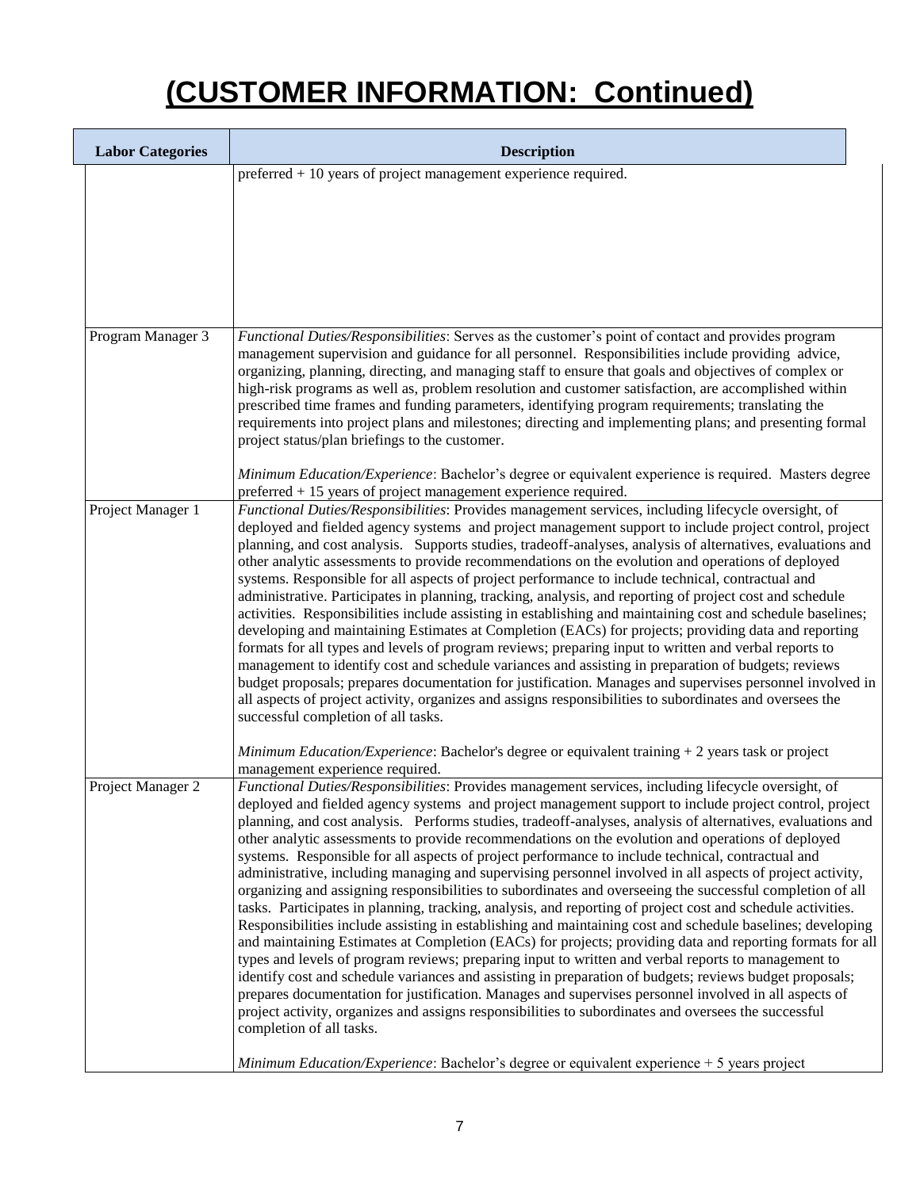# (CUSTOMER INFORMATION: Continued)

| Labor Categories | Description |
|---|---|
| | preferred + 10 years of project management experience required. |
| Program Manager 3 | *Functional Duties/Responsibilities*: Serves as the customer's point of contact and provides program management supervision and guidance for all personnel. Responsibilities include providing advice, organizing, planning, directing, and managing staff to ensure that goals and objectives of complex or high-risk programs as well as, problem resolution and customer satisfaction, are accomplished within prescribed time frames and funding parameters, identifying program requirements; translating the requirements into project plans and milestones; directing and implementing plans; and presenting formal project status/plan briefings to the customer.<br><br>*Minimum Education/Experience*: Bachelor's degree or equivalent experience is required. Masters degree preferred + 15 years of project management experience required. |
| Project Manager 1 | *Functional Duties/Responsibilities*: Provides management services, including lifecycle oversight, of deployed and fielded agency systems and project management support to include project control, project planning, and cost analysis. Supports studies, tradeoff-analyses, analysis of alternatives, evaluations and other analytic assessments to provide recommendations on the evolution and operations of deployed systems. Responsible for all aspects of project performance to include technical, contractual and administrative. Participates in planning, tracking, analysis, and reporting of project cost and schedule activities. Responsibilities include assisting in establishing and maintaining cost and schedule baselines; developing and maintaining Estimates at Completion (EACs) for projects; providing data and reporting formats for all types and levels of program reviews; preparing input to written and verbal reports to management to identify cost and schedule variances and assisting in preparation of budgets; reviews budget proposals; prepares documentation for justification. Manages and supervises personnel involved in all aspects of project activity, organizes and assigns responsibilities to subordinates and oversees the successful completion of all tasks.<br><br>*Minimum Education/Experience*: Bachelor's degree or equivalent training + 2 years task or project management experience required. |
| Project Manager 2 | *Functional Duties/Responsibilities*: Provides management services, including lifecycle oversight, of deployed and fielded agency systems and project management support to include project control, project planning, and cost analysis. Performs studies, tradeoff-analyses, analysis of alternatives, evaluations and other analytic assessments to provide recommendations on the evolution and operations of deployed systems. Responsible for all aspects of project performance to include technical, contractual and administrative, including managing and supervising personnel involved in all aspects of project activity, organizing and assigning responsibilities to subordinates and overseeing the successful completion of all tasks. Participates in planning, tracking, analysis, and reporting of project cost and schedule activities. Responsibilities include assisting in establishing and maintaining cost and schedule baselines; developing and maintaining Estimates at Completion (EACs) for projects; providing data and reporting formats for all types and levels of program reviews; preparing input to written and verbal reports to management to identify cost and schedule variances and assisting in preparation of budgets; reviews budget proposals; prepares documentation for justification. Manages and supervises personnel involved in all aspects of project activity, organizes and assigns responsibilities to subordinates and oversees the successful completion of all tasks.<br><br>*Minimum Education/Experience*: Bachelor's degree or equivalent experience + 5 years project |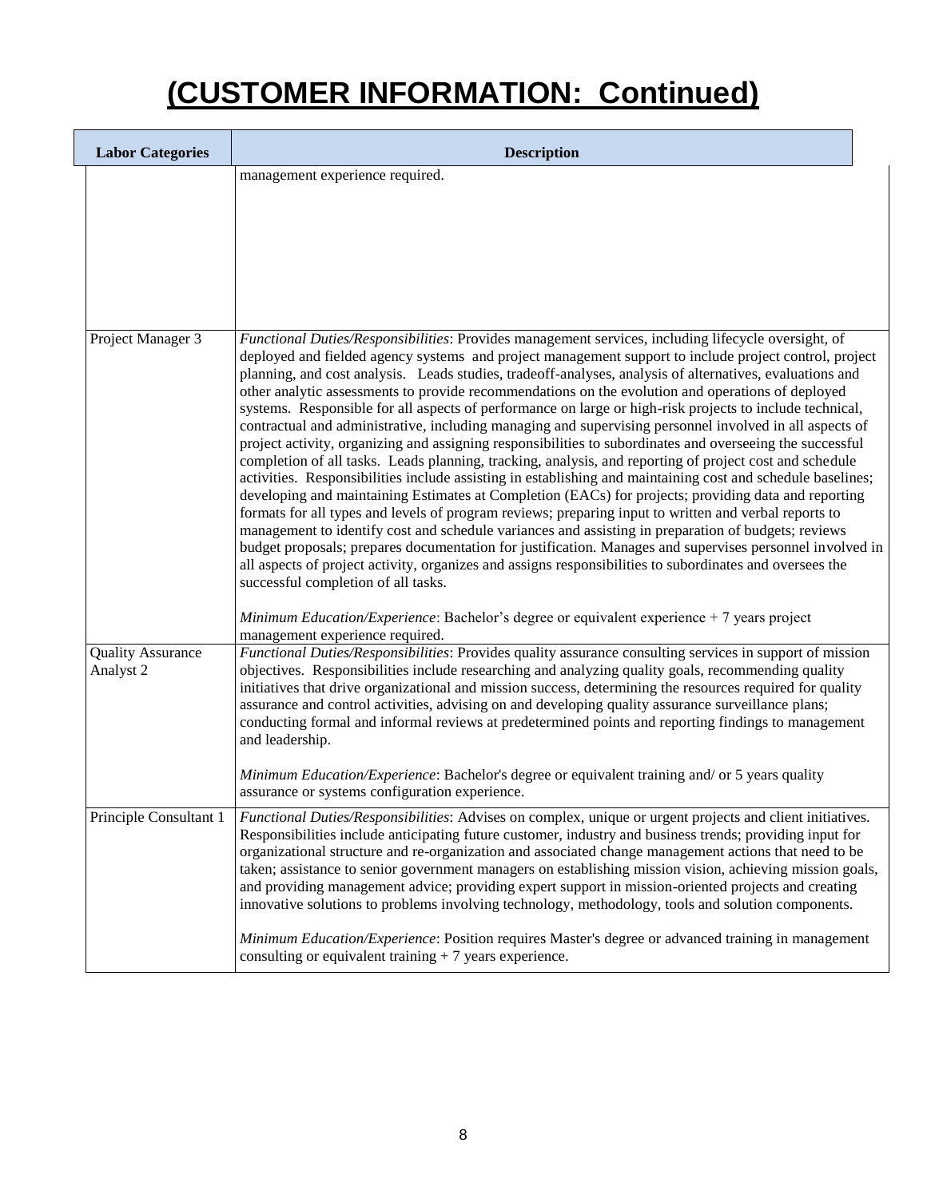# (CUSTOMER INFORMATION: Continued)

| Labor Categories | Description |
|---|---|
| | management experience required. |
| Project Manager 3 | *Functional Duties/Responsibilities*: Provides management services, including lifecycle oversight, of deployed and fielded agency systems and project management support to include project control, project planning, and cost analysis. Leads studies, tradeoff-analyses, analysis of alternatives, evaluations and other analytic assessments to provide recommendations on the evolution and operations of deployed systems. Responsible for all aspects of performance on large or high-risk projects to include technical, contractual and administrative, including managing and supervising personnel involved in all aspects of project activity, organizing and assigning responsibilities to subordinates and overseeing the successful completion of all tasks. Leads planning, tracking, analysis, and reporting of project cost and schedule activities. Responsibilities include assisting in establishing and maintaining cost and schedule baselines; developing and maintaining Estimates at Completion (EACs) for projects; providing data and reporting formats for all types and levels of program reviews; preparing input to written and verbal reports to management to identify cost and schedule variances and assisting in preparation of budgets; reviews budget proposals; prepares documentation for justification. Manages and supervises personnel involved in all aspects of project activity, organizes and assigns responsibilities to subordinates and oversees the successful completion of all tasks.<br><br>*Minimum Education/Experience*: Bachelor's degree or equivalent experience + 7 years project management experience required. |
| Quality Assurance Analyst 2 | *Functional Duties/Responsibilities*: Provides quality assurance consulting services in support of mission objectives. Responsibilities include researching and analyzing quality goals, recommending quality initiatives that drive organizational and mission success, determining the resources required for quality assurance and control activities, advising on and developing quality assurance surveillance plans; conducting formal and informal reviews at predetermined points and reporting findings to management and leadership.<br><br>*Minimum Education/Experience*: Bachelor's degree or equivalent training and/ or 5 years quality assurance or systems configuration experience. |
| Principle Consultant 1 | *Functional Duties/Responsibilities*: Advises on complex, unique or urgent projects and client initiatives. Responsibilities include anticipating future customer, industry and business trends; providing input for organizational structure and re-organization and associated change management actions that need to be taken; assistance to senior government managers on establishing mission vision, achieving mission goals, and providing management advice; providing expert support in mission-oriented projects and creating innovative solutions to problems involving technology, methodology, tools and solution components.<br><br>*Minimum Education/Experience*: Position requires Master's degree or advanced training in management consulting or equivalent training + 7 years experience. |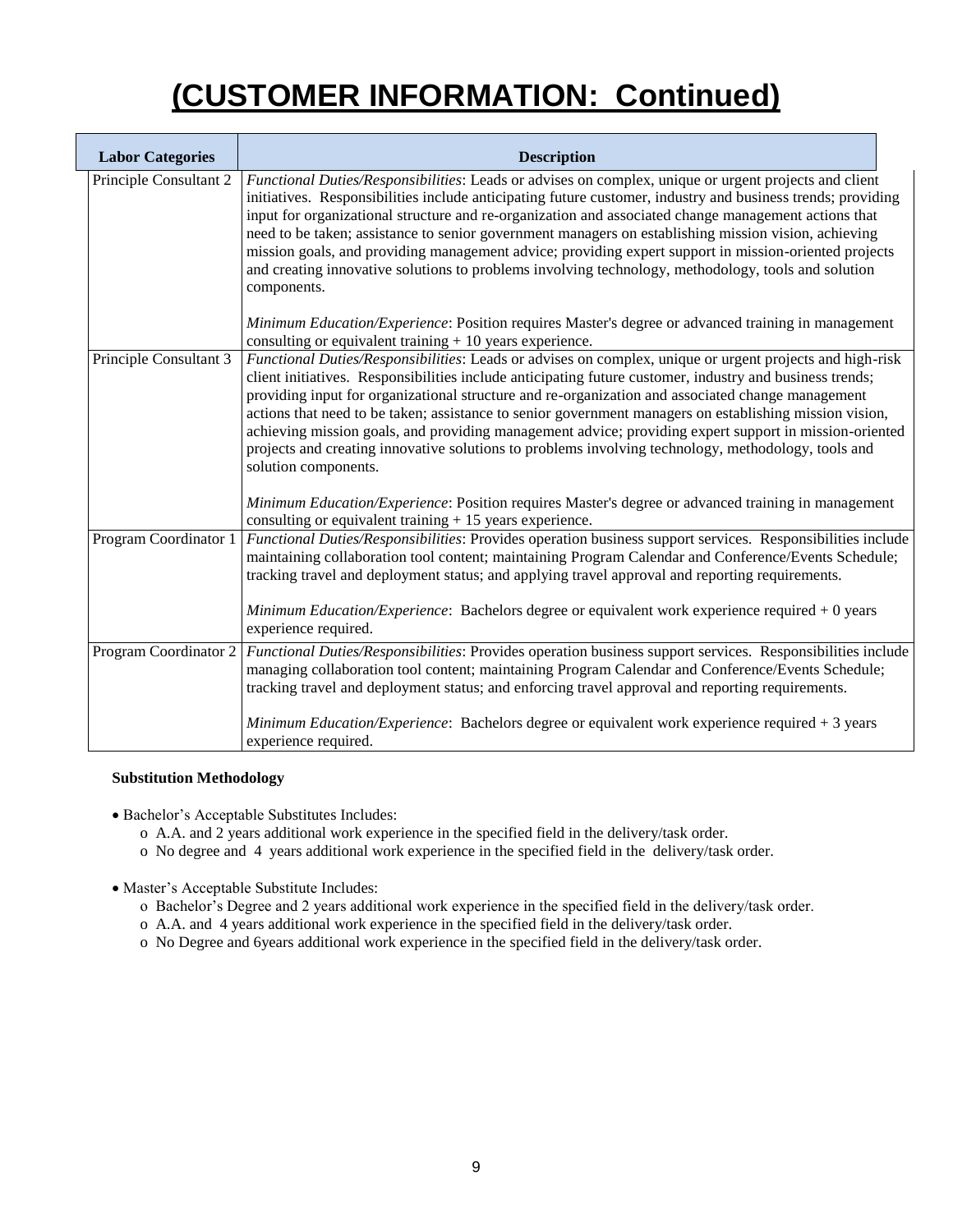# (CUSTOMER INFORMATION: Continued)

| Labor Categories | Description |
|---|---|
| Principle Consultant 2 | *Functional Duties/Responsibilities*: Leads or advises on complex, unique or urgent projects and client initiatives. Responsibilities include anticipating future customer, industry and business trends; providing input for organizational structure and re-organization and associated change management actions that need to be taken; assistance to senior government managers on establishing mission vision, achieving mission goals, and providing management advice; providing expert support in mission-oriented projects and creating innovative solutions to problems involving technology, methodology, tools and solution components.<br><br>*Minimum Education/Experience*: Position requires Master's degree or advanced training in management consulting or equivalent training + 10 years experience. |
| Principle Consultant 3 | *Functional Duties/Responsibilities*: Leads or advises on complex, unique or urgent projects and high-risk client initiatives. Responsibilities include anticipating future customer, industry and business trends; providing input for organizational structure and re-organization and associated change management actions that need to be taken; assistance to senior government managers on establishing mission vision, achieving mission goals, and providing management advice; providing expert support in mission-oriented projects and creating innovative solutions to problems involving technology, methodology, tools and solution components.<br><br>*Minimum Education/Experience*: Position requires Master's degree or advanced training in management consulting or equivalent training + 15 years experience. |
| Program Coordinator 1 | *Functional Duties/Responsibilities*: Provides operation business support services. Responsibilities include maintaining collaboration tool content; maintaining Program Calendar and Conference/Events Schedule; tracking travel and deployment status; and applying travel approval and reporting requirements.<br><br>*Minimum Education/Experience*: Bachelors degree or equivalent work experience required + 0 years experience required. |
| Program Coordinator 2 | *Functional Duties/Responsibilities*: Provides operation business support services. Responsibilities include managing collaboration tool content; maintaining Program Calendar and Conference/Events Schedule; tracking travel and deployment status; and enforcing travel approval and reporting requirements.<br><br>*Minimum Education/Experience*: Bachelors degree or equivalent work experience required + 3 years experience required. |

**Substitution Methodology**

- Bachelor's Acceptable Substitutes Includes:
  - A.A. and 2 years additional work experience in the specified field in the delivery/task order.
  - No degree and 4 years additional work experience in the specified field in the delivery/task order.
- Master's Acceptable Substitute Includes:
  - Bachelor's Degree and 2 years additional work experience in the specified field in the delivery/task order.
  - A.A. and 4 years additional work experience in the specified field in the delivery/task order.
  - No Degree and 6years additional work experience in the specified field in the delivery/task order.